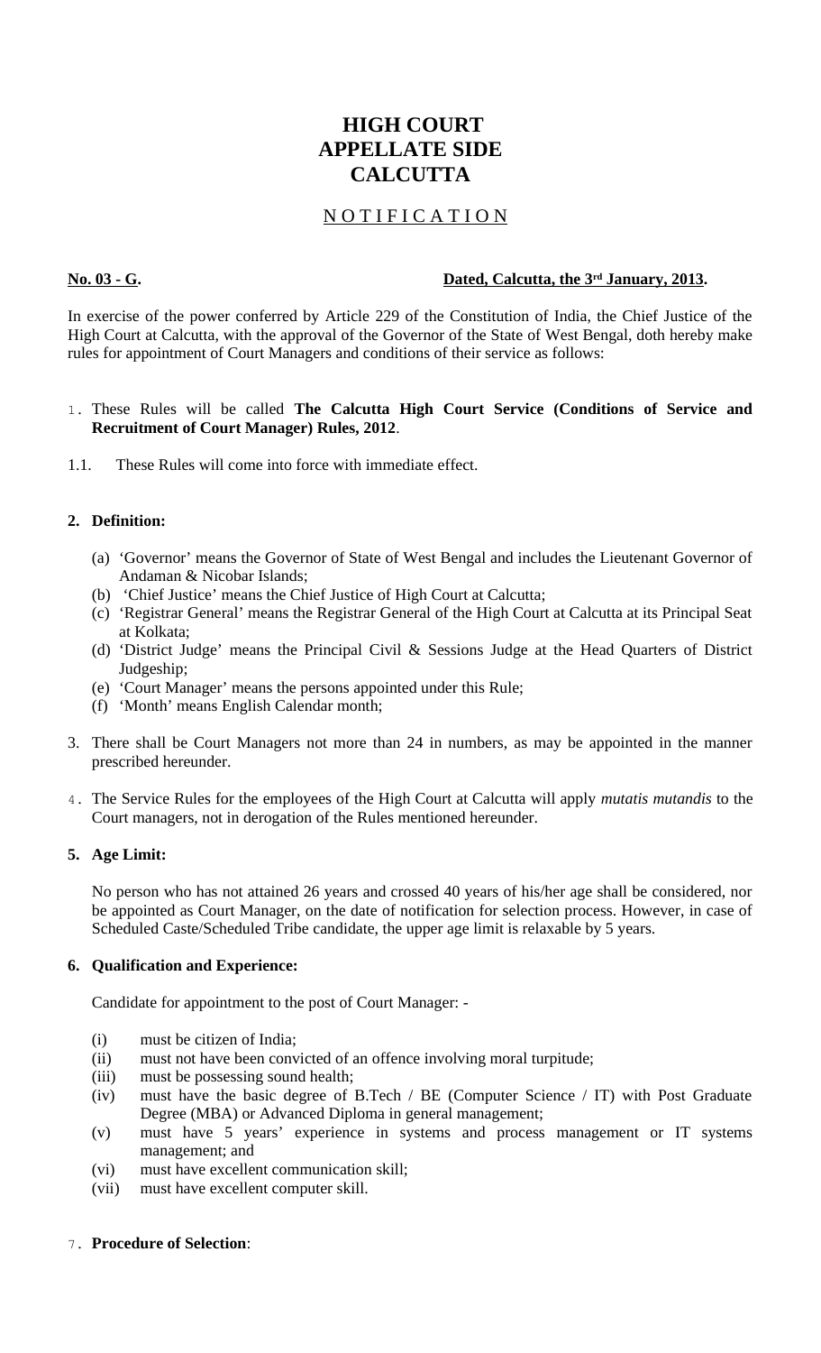# HIGH COURT
# APPELLATE SIDE
# CALCUTTA

## N O T I F I C A T I O N

**No. 03 - G.** **Dated, Calcutta, the 3rd January, 2013.**

In exercise of the power conferred by Article 229 of the Constitution of India, the Chief Justice of the High Court at Calcutta, with the approval of the Governor of the State of West Bengal, doth hereby make rules for appointment of Court Managers and conditions of their service as follows:

1. These Rules will be called **The Calcutta High Court Service (Conditions of Service and Recruitment of Court Manager) Rules, 2012**.

1.1. These Rules will come into force with immediate effect.

**2. Definition:**

(a) 'Governor' means the Governor of State of West Bengal and includes the Lieutenant Governor of Andaman & Nicobar Islands;
(b) 'Chief Justice' means the Chief Justice of High Court at Calcutta;
(c) 'Registrar General' means the Registrar General of the High Court at Calcutta at its Principal Seat at Kolkata;
(d) 'District Judge' means the Principal Civil & Sessions Judge at the Head Quarters of District Judgeship;
(e) 'Court Manager' means the persons appointed under this Rule;
(f) 'Month' means English Calendar month;

3. There shall be Court Managers not more than 24 in numbers, as may be appointed in the manner prescribed hereunder.

4. The Service Rules for the employees of the High Court at Calcutta will apply *mutatis mutandis* to the Court managers, not in derogation of the Rules mentioned hereunder.

**5. Age Limit:**

No person who has not attained 26 years and crossed 40 years of his/her age shall be considered, nor be appointed as Court Manager, on the date of notification for selection process. However, in case of Scheduled Caste/Scheduled Tribe candidate, the upper age limit is relaxable by 5 years.

**6. Qualification and Experience:**

Candidate for appointment to the post of Court Manager: -

(i) must be citizen of India;
(ii) must not have been convicted of an offence involving moral turpitude;
(iii) must be possessing sound health;
(iv) must have the basic degree of B.Tech / BE (Computer Science / IT) with Post Graduate Degree (MBA) or Advanced Diploma in general management;
(v) must have 5 years' experience in systems and process management or IT systems management; and
(vi) must have excellent communication skill;
(vii) must have excellent computer skill.

7. **Procedure of Selection**: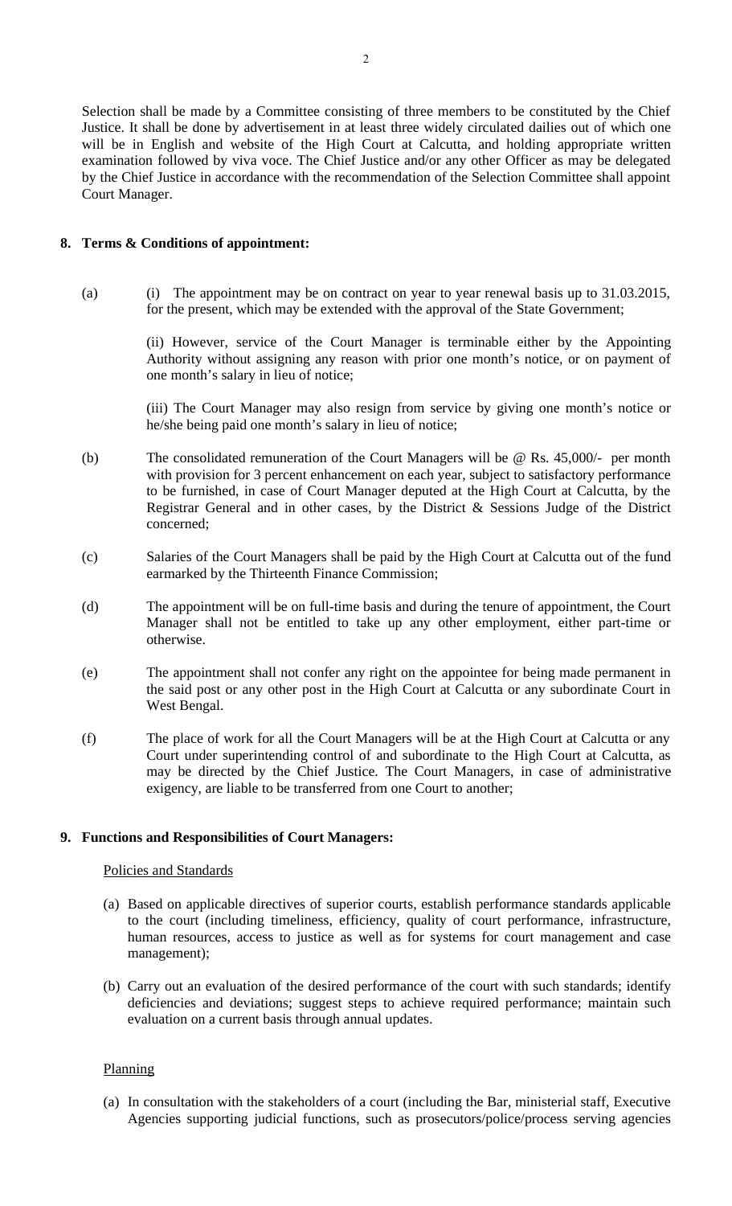Selection shall be made by a Committee consisting of three members to be constituted by the Chief Justice. It shall be done by advertisement in at least three widely circulated dailies out of which one will be in English and website of the High Court at Calcutta, and holding appropriate written examination followed by viva voce. The Chief Justice and/or any other Officer as may be delegated by the Chief Justice in accordance with the recommendation of the Selection Committee shall appoint Court Manager.

**8. Terms & Conditions of appointment:**

(a) (i) The appointment may be on contract on year to year renewal basis up to 31.03.2015, for the present, which may be extended with the approval of the State Government;

(ii) However, service of the Court Manager is terminable either by the Appointing Authority without assigning any reason with prior one month's notice, or on payment of one month's salary in lieu of notice;

(iii) The Court Manager may also resign from service by giving one month's notice or he/she being paid one month's salary in lieu of notice;

(b) The consolidated remuneration of the Court Managers will be @ Rs. 45,000/- per month with provision for 3 percent enhancement on each year, subject to satisfactory performance to be furnished, in case of Court Manager deputed at the High Court at Calcutta, by the Registrar General and in other cases, by the District & Sessions Judge of the District concerned;

(c) Salaries of the Court Managers shall be paid by the High Court at Calcutta out of the fund earmarked by the Thirteenth Finance Commission;

(d) The appointment will be on full-time basis and during the tenure of appointment, the Court Manager shall not be entitled to take up any other employment, either part-time or otherwise.

(e) The appointment shall not confer any right on the appointee for being made permanent in the said post or any other post in the High Court at Calcutta or any subordinate Court in West Bengal.

(f) The place of work for all the Court Managers will be at the High Court at Calcutta or any Court under superintending control of and subordinate to the High Court at Calcutta, as may be directed by the Chief Justice. The Court Managers, in case of administrative exigency, are liable to be transferred from one Court to another;

**9. Functions and Responsibilities of Court Managers:**

Policies and Standards

(a) Based on applicable directives of superior courts, establish performance standards applicable to the court (including timeliness, efficiency, quality of court performance, infrastructure, human resources, access to justice as well as for systems for court management and case management);

(b) Carry out an evaluation of the desired performance of the court with such standards; identify deficiencies and deviations; suggest steps to achieve required performance; maintain such evaluation on a current basis through annual updates.

Planning

(a) In consultation with the stakeholders of a court (including the Bar, ministerial staff, Executive Agencies supporting judicial functions, such as prosecutors/police/process serving agencies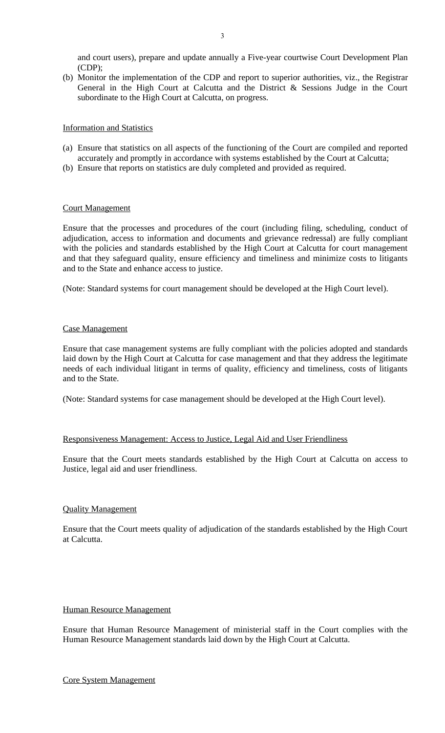and court users), prepare and update annually a Five-year courtwise Court Development Plan (CDP);

(b) Monitor the implementation of the CDP and report to superior authorities, viz., the Registrar General in the High Court at Calcutta and the District & Sessions Judge in the Court subordinate to the High Court at Calcutta, on progress.

Information and Statistics

(a) Ensure that statistics on all aspects of the functioning of the Court are compiled and reported accurately and promptly in accordance with systems established by the Court at Calcutta;
(b) Ensure that reports on statistics are duly completed and provided as required.

Court Management

Ensure that the processes and procedures of the court (including filing, scheduling, conduct of adjudication, access to information and documents and grievance redressal) are fully compliant with the policies and standards established by the High Court at Calcutta for court management and that they safeguard quality, ensure efficiency and timeliness and minimize costs to litigants and to the State and enhance access to justice.

(Note: Standard systems for court management should be developed at the High Court level).

Case Management

Ensure that case management systems are fully compliant with the policies adopted and standards laid down by the High Court at Calcutta for case management and that they address the legitimate needs of each individual litigant in terms of quality, efficiency and timeliness, costs of litigants and to the State.

(Note: Standard systems for case management should be developed at the High Court level).

Responsiveness Management: Access to Justice, Legal Aid and User Friendliness

Ensure that the Court meets standards established by the High Court at Calcutta on access to Justice, legal aid and user friendliness.

Quality Management

Ensure that the Court meets quality of adjudication of the standards established by the High Court at Calcutta.

Human Resource Management

Ensure that Human Resource Management of ministerial staff in the Court complies with the Human Resource Management standards laid down by the High Court at Calcutta.

Core System Management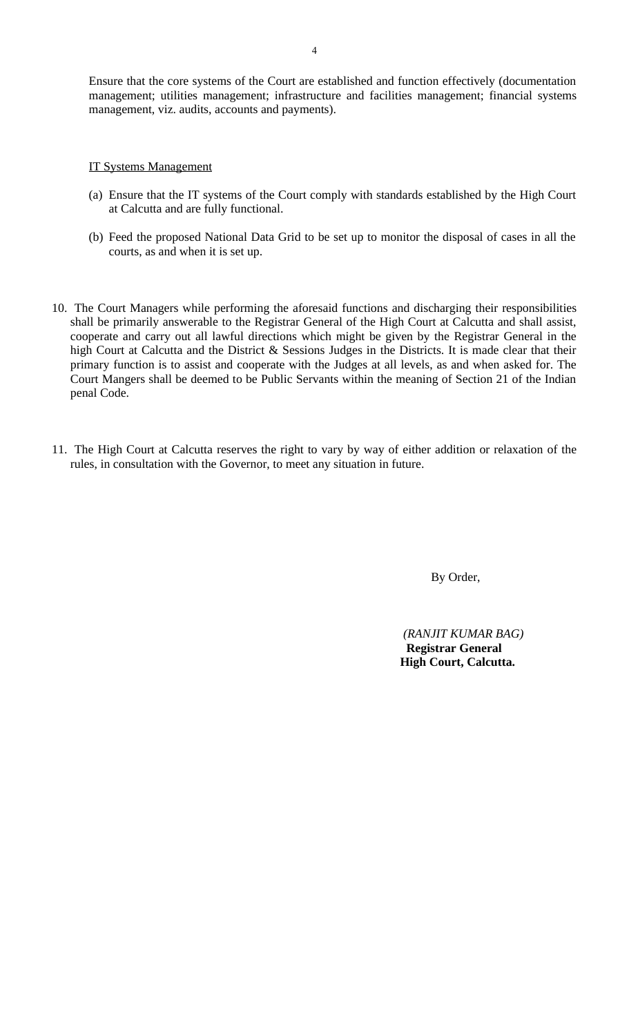Ensure that the core systems of the Court are established and function effectively (documentation management; utilities management; infrastructure and facilities management; financial systems management, viz. audits, accounts and payments).

IT Systems Management

(a) Ensure that the IT systems of the Court comply with standards established by the High Court at Calcutta and are fully functional.

(b) Feed the proposed National Data Grid to be set up to monitor the disposal of cases in all the courts, as and when it is set up.

10. The Court Managers while performing the aforesaid functions and discharging their responsibilities shall be primarily answerable to the Registrar General of the High Court at Calcutta and shall assist, cooperate and carry out all lawful directions which might be given by the Registrar General in the high Court at Calcutta and the District & Sessions Judges in the Districts. It is made clear that their primary function is to assist and cooperate with the Judges at all levels, as and when asked for. The Court Mangers shall be deemed to be Public Servants within the meaning of Section 21 of the Indian penal Code.

11. The High Court at Calcutta reserves the right to vary by way of either addition or relaxation of the rules, in consultation with the Governor, to meet any situation in future.

By Order,

*(RANJIT KUMAR BAG)*
**Registrar General**
**High Court, Calcutta.**